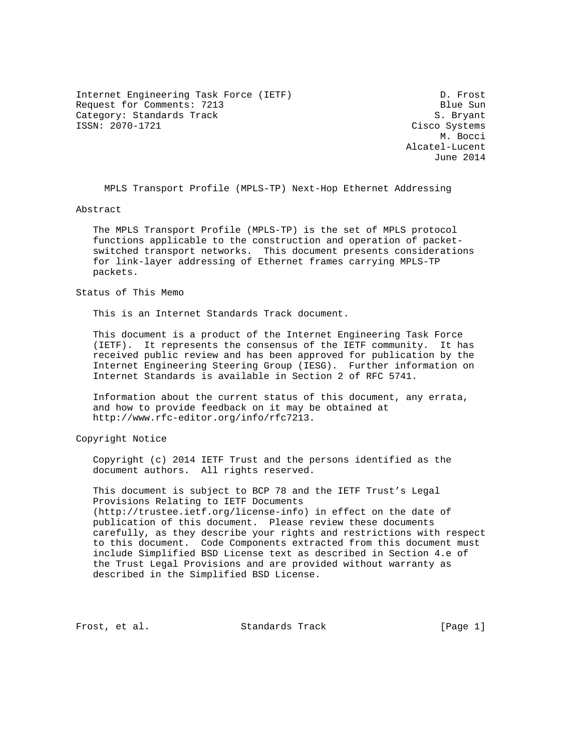Internet Engineering Task Force (IETF) D. Frost
Request for Comments: 7213 Blue Sun
Category: Standards Track S. Bryant
ISSN: 2070-1721 Cisco Systems
M. Bocci
Alcatel-Lucent
June 2014

# MPLS Transport Profile (MPLS-TP) Next-Hop Ethernet Addressing

## Abstract

The MPLS Transport Profile (MPLS-TP) is the set of MPLS protocol functions applicable to the construction and operation of packet-switched transport networks. This document presents considerations for link-layer addressing of Ethernet frames carrying MPLS-TP packets.

## Status of This Memo

This is an Internet Standards Track document.

This document is a product of the Internet Engineering Task Force (IETF). It represents the consensus of the IETF community. It has received public review and has been approved for publication by the Internet Engineering Steering Group (IESG). Further information on Internet Standards is available in Section 2 of RFC 5741.

Information about the current status of this document, any errata, and how to provide feedback on it may be obtained at http://www.rfc-editor.org/info/rfc7213.

## Copyright Notice

Copyright (c) 2014 IETF Trust and the persons identified as the document authors. All rights reserved.

This document is subject to BCP 78 and the IETF Trust's Legal Provisions Relating to IETF Documents (http://trustee.ietf.org/license-info) in effect on the date of publication of this document. Please review these documents carefully, as they describe your rights and restrictions with respect to this document. Code Components extracted from this document must include Simplified BSD License text as described in Section 4.e of the Trust Legal Provisions and are provided without warranty as described in the Simplified BSD License.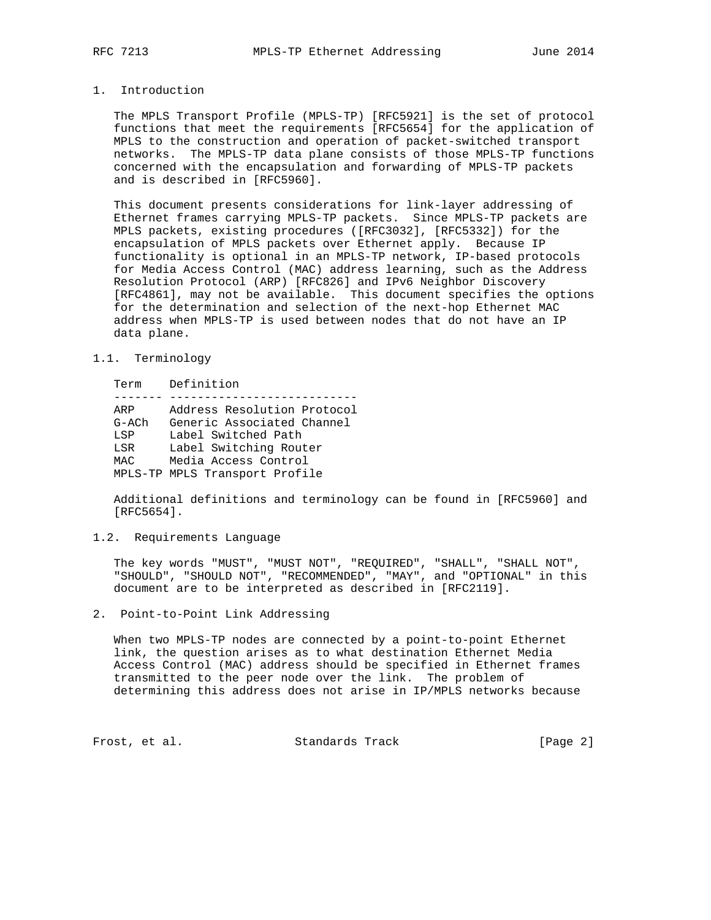# 1. Introduction

The MPLS Transport Profile (MPLS-TP) [RFC5921] is the set of protocol functions that meet the requirements [RFC5654] for the application of MPLS to the construction and operation of packet-switched transport networks. The MPLS-TP data plane consists of those MPLS-TP functions concerned with the encapsulation and forwarding of MPLS-TP packets and is described in [RFC5960].

This document presents considerations for link-layer addressing of Ethernet frames carrying MPLS-TP packets. Since MPLS-TP packets are MPLS packets, existing procedures ([RFC3032], [RFC5332]) for the encapsulation of MPLS packets over Ethernet apply. Because IP functionality is optional in an MPLS-TP network, IP-based protocols for Media Access Control (MAC) address learning, such as the Address Resolution Protocol (ARP) [RFC826] and IPv6 Neighbor Discovery [RFC4861], may not be available. This document specifies the options for the determination and selection of the next-hop Ethernet MAC address when MPLS-TP is used between nodes that do not have an IP data plane.

## 1.1. Terminology

| Term | Definition |
|---|---|
| ARP | Address Resolution Protocol |
| G-ACh | Generic Associated Channel |
| LSP | Label Switched Path |
| LSR | Label Switching Router |
| MAC | Media Access Control |
| MPLS-TP | MPLS Transport Profile |

Additional definitions and terminology can be found in [RFC5960] and [RFC5654].

## 1.2. Requirements Language

The key words "MUST", "MUST NOT", "REQUIRED", "SHALL", "SHALL NOT", "SHOULD", "SHOULD NOT", "RECOMMENDED", "MAY", and "OPTIONAL" in this document are to be interpreted as described in [RFC2119].

# 2. Point-to-Point Link Addressing

When two MPLS-TP nodes are connected by a point-to-point Ethernet link, the question arises as to what destination Ethernet Media Access Control (MAC) address should be specified in Ethernet frames transmitted to the peer node over the link. The problem of determining this address does not arise in IP/MPLS networks because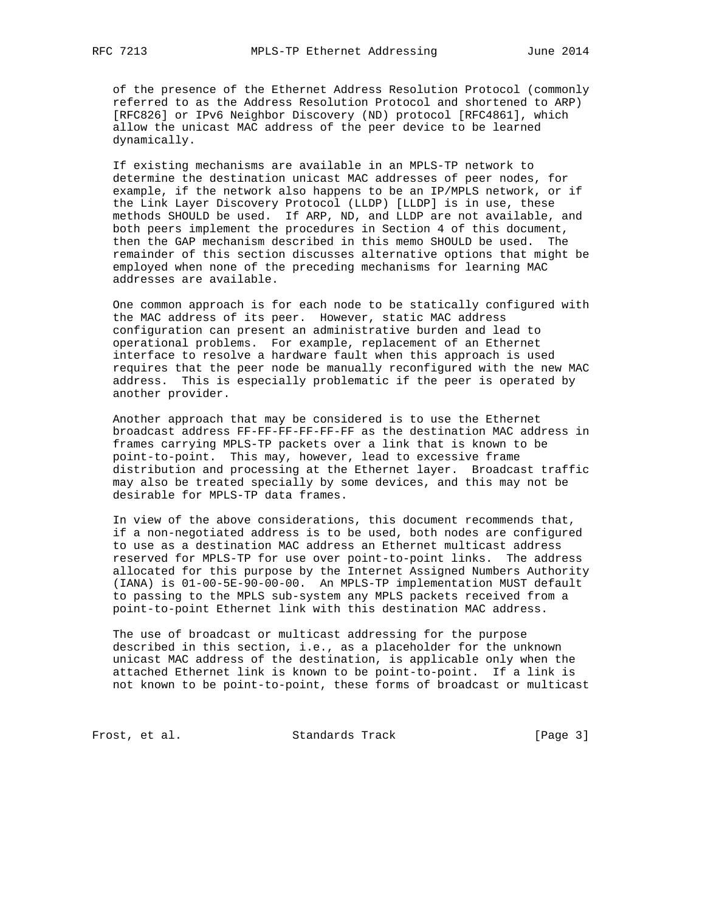of the presence of the Ethernet Address Resolution Protocol (commonly referred to as the Address Resolution Protocol and shortened to ARP) [RFC826] or IPv6 Neighbor Discovery (ND) protocol [RFC4861], which allow the unicast MAC address of the peer device to be learned dynamically.

If existing mechanisms are available in an MPLS-TP network to determine the destination unicast MAC addresses of peer nodes, for example, if the network also happens to be an IP/MPLS network, or if the Link Layer Discovery Protocol (LLDP) [LLDP] is in use, these methods SHOULD be used. If ARP, ND, and LLDP are not available, and both peers implement the procedures in Section 4 of this document, then the GAP mechanism described in this memo SHOULD be used. The remainder of this section discusses alternative options that might be employed when none of the preceding mechanisms for learning MAC addresses are available.

One common approach is for each node to be statically configured with the MAC address of its peer. However, static MAC address configuration can present an administrative burden and lead to operational problems. For example, replacement of an Ethernet interface to resolve a hardware fault when this approach is used requires that the peer node be manually reconfigured with the new MAC address. This is especially problematic if the peer is operated by another provider.

Another approach that may be considered is to use the Ethernet broadcast address FF-FF-FF-FF-FF-FF as the destination MAC address in frames carrying MPLS-TP packets over a link that is known to be point-to-point. This may, however, lead to excessive frame distribution and processing at the Ethernet layer. Broadcast traffic may also be treated specially by some devices, and this may not be desirable for MPLS-TP data frames.

In view of the above considerations, this document recommends that, if a non-negotiated address is to be used, both nodes are configured to use as a destination MAC address an Ethernet multicast address reserved for MPLS-TP for use over point-to-point links. The address allocated for this purpose by the Internet Assigned Numbers Authority (IANA) is 01-00-5E-90-00-00. An MPLS-TP implementation MUST default to passing to the MPLS sub-system any MPLS packets received from a point-to-point Ethernet link with this destination MAC address.

The use of broadcast or multicast addressing for the purpose described in this section, i.e., as a placeholder for the unknown unicast MAC address of the destination, is applicable only when the attached Ethernet link is known to be point-to-point. If a link is not known to be point-to-point, these forms of broadcast or multicast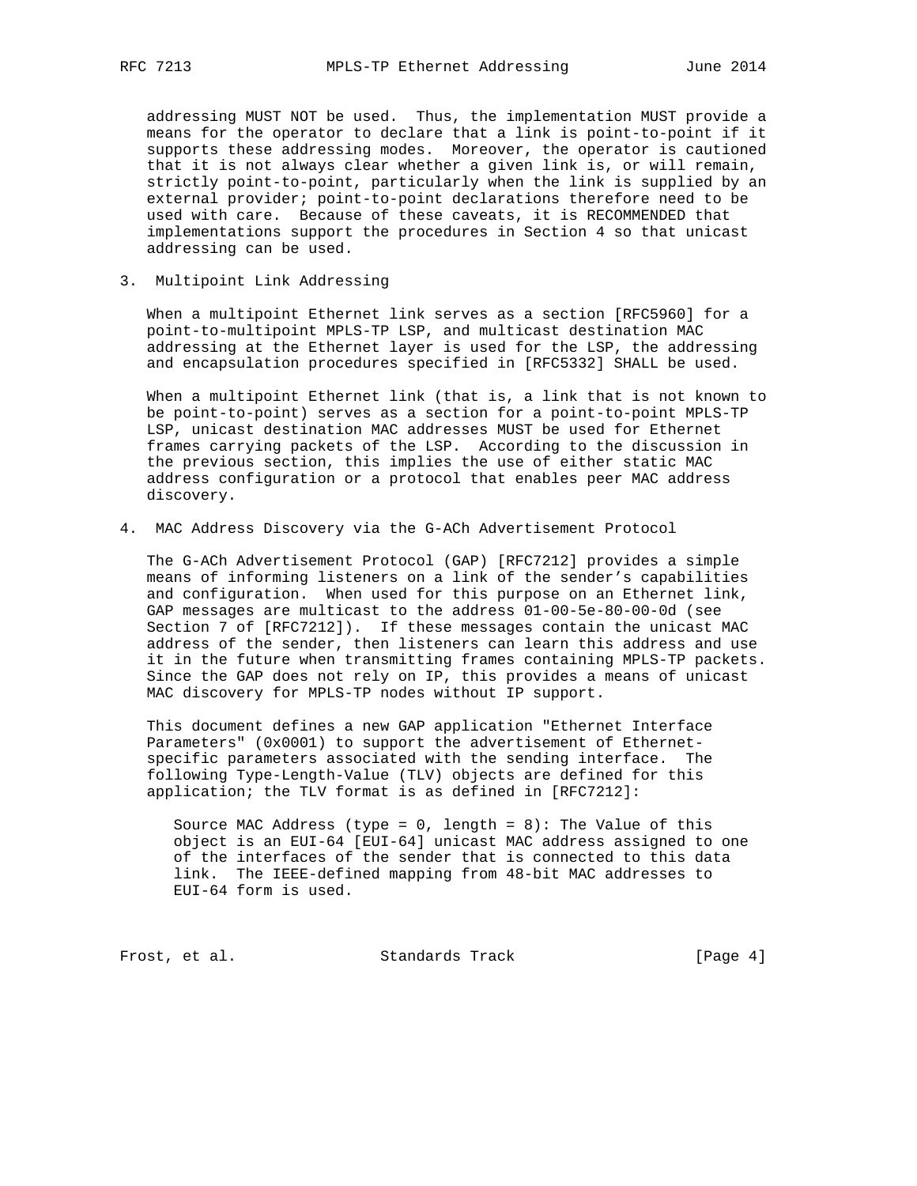addressing MUST NOT be used. Thus, the implementation MUST provide a means for the operator to declare that a link is point-to-point if it supports these addressing modes. Moreover, the operator is cautioned that it is not always clear whether a given link is, or will remain, strictly point-to-point, particularly when the link is supplied by an external provider; point-to-point declarations therefore need to be used with care. Because of these caveats, it is RECOMMENDED that implementations support the procedures in Section 4 so that unicast addressing can be used.

## 3. Multipoint Link Addressing

When a multipoint Ethernet link serves as a section [RFC5960] for a point-to-multipoint MPLS-TP LSP, and multicast destination MAC addressing at the Ethernet layer is used for the LSP, the addressing and encapsulation procedures specified in [RFC5332] SHALL be used.

When a multipoint Ethernet link (that is, a link that is not known to be point-to-point) serves as a section for a point-to-point MPLS-TP LSP, unicast destination MAC addresses MUST be used for Ethernet frames carrying packets of the LSP. According to the discussion in the previous section, this implies the use of either static MAC address configuration or a protocol that enables peer MAC address discovery.

## 4. MAC Address Discovery via the G-ACh Advertisement Protocol

The G-ACh Advertisement Protocol (GAP) [RFC7212] provides a simple means of informing listeners on a link of the sender's capabilities and configuration. When used for this purpose on an Ethernet link, GAP messages are multicast to the address 01-00-5e-80-00-0d (see Section 7 of [RFC7212]). If these messages contain the unicast MAC address of the sender, then listeners can learn this address and use it in the future when transmitting frames containing MPLS-TP packets. Since the GAP does not rely on IP, this provides a means of unicast MAC discovery for MPLS-TP nodes without IP support.

This document defines a new GAP application "Ethernet Interface Parameters" (0x0001) to support the advertisement of Ethernet-specific parameters associated with the sending interface. The following Type-Length-Value (TLV) objects are defined for this application; the TLV format is as defined in [RFC7212]:

Source MAC Address (type = 0, length = 8): The Value of this object is an EUI-64 [EUI-64] unicast MAC address assigned to one of the interfaces of the sender that is connected to this data link. The IEEE-defined mapping from 48-bit MAC addresses to EUI-64 form is used.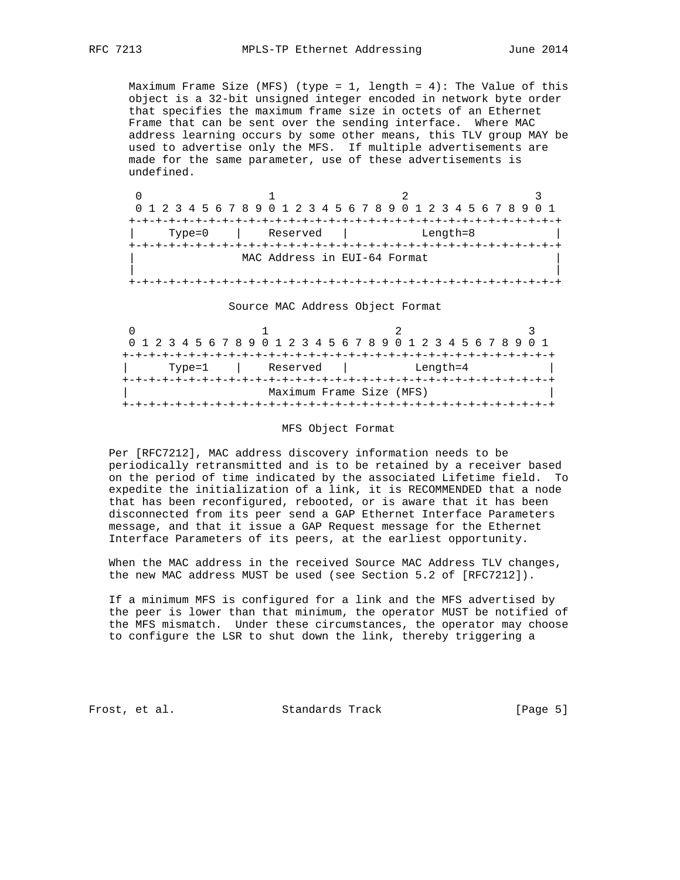Maximum Frame Size (MFS) (type = 1, length = 4): The Value of this object is a 32-bit unsigned integer encoded in network byte order that specifies the maximum frame size in octets of an Ethernet Frame that can be sent over the sending interface. Where MAC address learning occurs by some other means, this TLV group MAY be used to advertise only the MFS. If multiple advertisements are made for the same parameter, use of these advertisements is undefined.

```
 0                   1                   2                   3
 0 1 2 3 4 5 6 7 8 9 0 1 2 3 4 5 6 7 8 9 0 1 2 3 4 5 6 7 8 9 0 1
+-+-+-+-+-+-+-+-+-+-+-+-+-+-+-+-+-+-+-+-+-+-+-+-+-+-+-+-+-+-+-+-+
|     Type=0    |    Reserved   |           Length=8            |
+-+-+-+-+-+-+-+-+-+-+-+-+-+-+-+-+-+-+-+-+-+-+-+-+-+-+-+-+-+-+-+-+
|                 MAC Address in EUI-64 Format                  |
|                                                               |
+-+-+-+-+-+-+-+-+-+-+-+-+-+-+-+-+-+-+-+-+-+-+-+-+-+-+-+-+-+-+-+-+
```

Source MAC Address Object Format

```
 0                   1                   2                   3
 0 1 2 3 4 5 6 7 8 9 0 1 2 3 4 5 6 7 8 9 0 1 2 3 4 5 6 7 8 9 0 1
+-+-+-+-+-+-+-+-+-+-+-+-+-+-+-+-+-+-+-+-+-+-+-+-+-+-+-+-+-+-+-+-+
|     Type=1    |    Reserved   |           Length=4            |
+-+-+-+-+-+-+-+-+-+-+-+-+-+-+-+-+-+-+-+-+-+-+-+-+-+-+-+-+-+-+-+-+
|                   Maximum Frame Size (MFS)                    |
+-+-+-+-+-+-+-+-+-+-+-+-+-+-+-+-+-+-+-+-+-+-+-+-+-+-+-+-+-+-+-+-+
```

MFS Object Format

Per [RFC7212], MAC address discovery information needs to be periodically retransmitted and is to be retained by a receiver based on the period of time indicated by the associated Lifetime field. To expedite the initialization of a link, it is RECOMMENDED that a node that has been reconfigured, rebooted, or is aware that it has been disconnected from its peer send a GAP Ethernet Interface Parameters message, and that it issue a GAP Request message for the Ethernet Interface Parameters of its peers, at the earliest opportunity.

When the MAC address in the received Source MAC Address TLV changes, the new MAC address MUST be used (see Section 5.2 of [RFC7212]).

If a minimum MFS is configured for a link and the MFS advertised by the peer is lower than that minimum, the operator MUST be notified of the MFS mismatch. Under these circumstances, the operator may choose to configure the LSR to shut down the link, thereby triggering a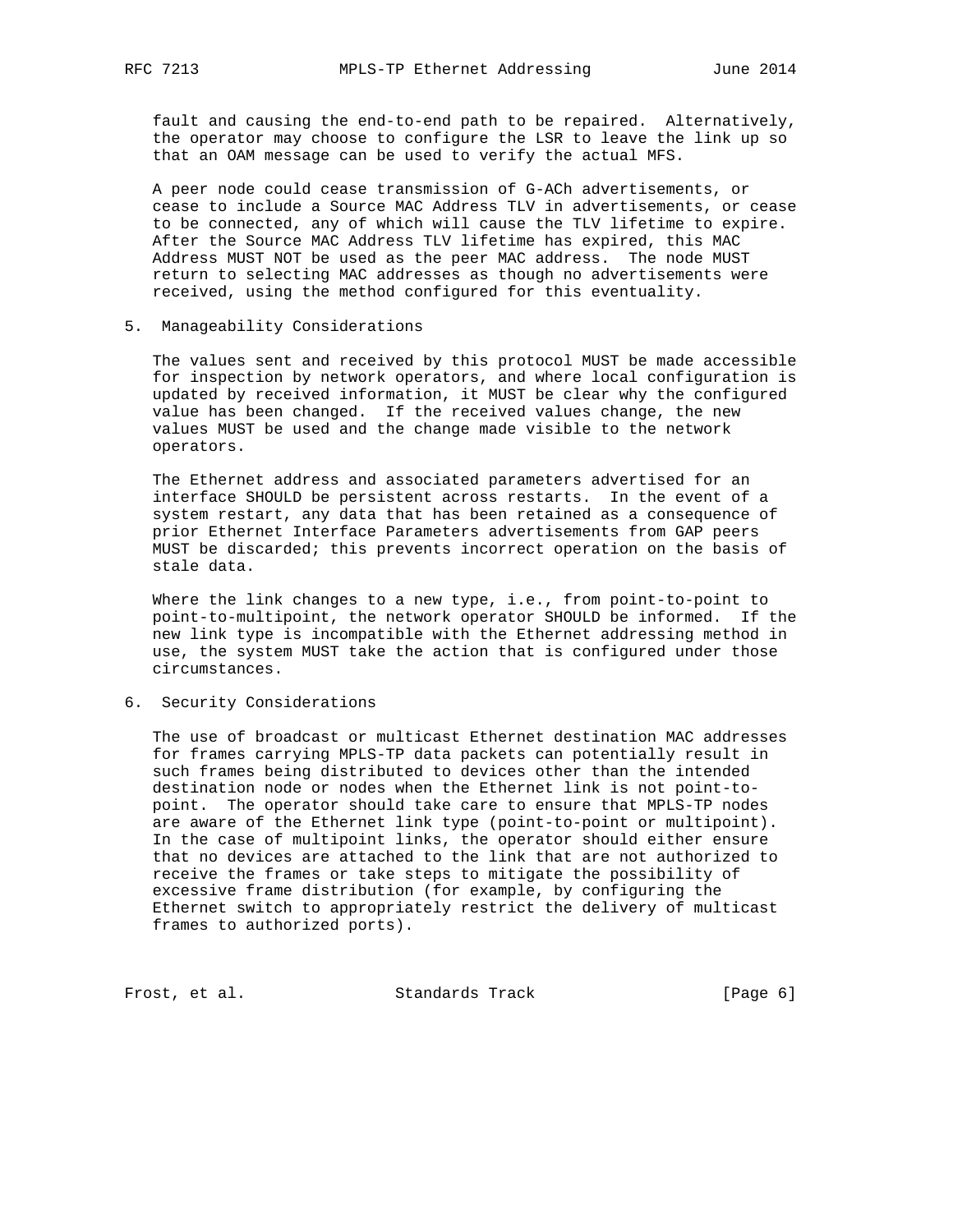fault and causing the end-to-end path to be repaired. Alternatively, the operator may choose to configure the LSR to leave the link up so that an OAM message can be used to verify the actual MFS.

A peer node could cease transmission of G-ACh advertisements, or cease to include a Source MAC Address TLV in advertisements, or cease to be connected, any of which will cause the TLV lifetime to expire. After the Source MAC Address TLV lifetime has expired, this MAC Address MUST NOT be used as the peer MAC address. The node MUST return to selecting MAC addresses as though no advertisements were received, using the method configured for this eventuality.

## 5. Manageability Considerations

The values sent and received by this protocol MUST be made accessible for inspection by network operators, and where local configuration is updated by received information, it MUST be clear why the configured value has been changed. If the received values change, the new values MUST be used and the change made visible to the network operators.

The Ethernet address and associated parameters advertised for an interface SHOULD be persistent across restarts. In the event of a system restart, any data that has been retained as a consequence of prior Ethernet Interface Parameters advertisements from GAP peers MUST be discarded; this prevents incorrect operation on the basis of stale data.

Where the link changes to a new type, i.e., from point-to-point to point-to-multipoint, the network operator SHOULD be informed. If the new link type is incompatible with the Ethernet addressing method in use, the system MUST take the action that is configured under those circumstances.

## 6. Security Considerations

The use of broadcast or multicast Ethernet destination MAC addresses for frames carrying MPLS-TP data packets can potentially result in such frames being distributed to devices other than the intended destination node or nodes when the Ethernet link is not point-to-point. The operator should take care to ensure that MPLS-TP nodes are aware of the Ethernet link type (point-to-point or multipoint). In the case of multipoint links, the operator should either ensure that no devices are attached to the link that are not authorized to receive the frames or take steps to mitigate the possibility of excessive frame distribution (for example, by configuring the Ethernet switch to appropriately restrict the delivery of multicast frames to authorized ports).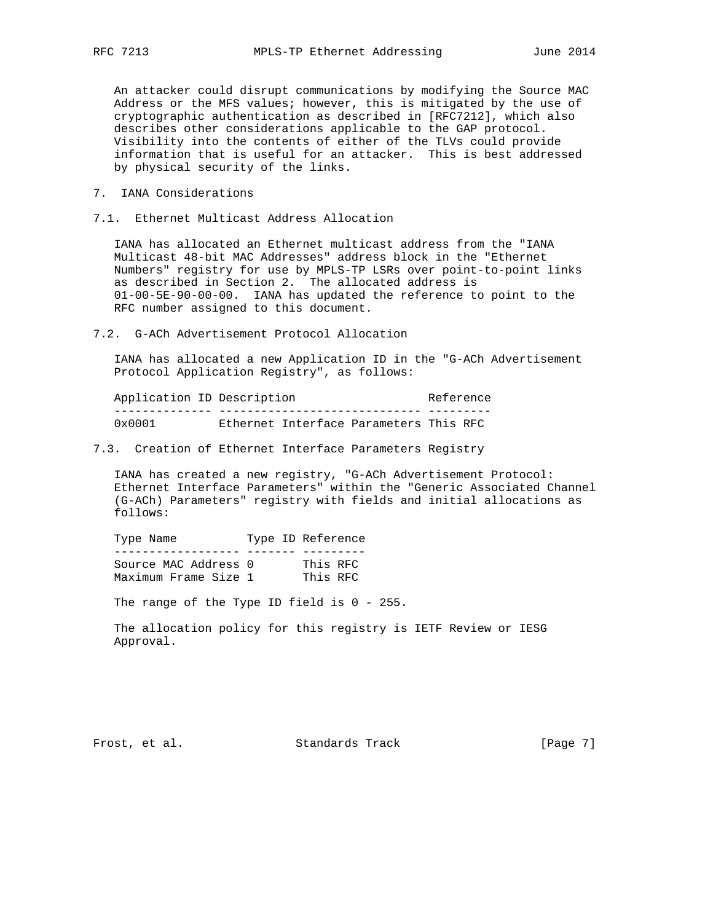An attacker could disrupt communications by modifying the Source MAC Address or the MFS values; however, this is mitigated by the use of cryptographic authentication as described in [RFC7212], which also describes other considerations applicable to the GAP protocol. Visibility into the contents of either of the TLVs could provide information that is useful for an attacker. This is best addressed by physical security of the links.

## 7. IANA Considerations

### 7.1. Ethernet Multicast Address Allocation

IANA has allocated an Ethernet multicast address from the "IANA Multicast 48-bit MAC Addresses" address block in the "Ethernet Numbers" registry for use by MPLS-TP LSRs over point-to-point links as described in Section 2. The allocated address is 01-00-5E-90-00-00. IANA has updated the reference to point to the RFC number assigned to this document.

### 7.2. G-ACh Advertisement Protocol Allocation

IANA has allocated a new Application ID in the "G-ACh Advertisement Protocol Application Registry", as follows:

| Application ID | Description | Reference |
|---|---|---|
| 0x0001 | Ethernet Interface Parameters | This RFC |

### 7.3. Creation of Ethernet Interface Parameters Registry

IANA has created a new registry, "G-ACh Advertisement Protocol: Ethernet Interface Parameters" within the "Generic Associated Channel (G-ACh) Parameters" registry with fields and initial allocations as follows:

| Type Name | Type ID | Reference |
|---|---|---|
| Source MAC Address | 0 | This RFC |
| Maximum Frame Size | 1 | This RFC |

The range of the Type ID field is 0 - 255.

The allocation policy for this registry is IETF Review or IESG Approval.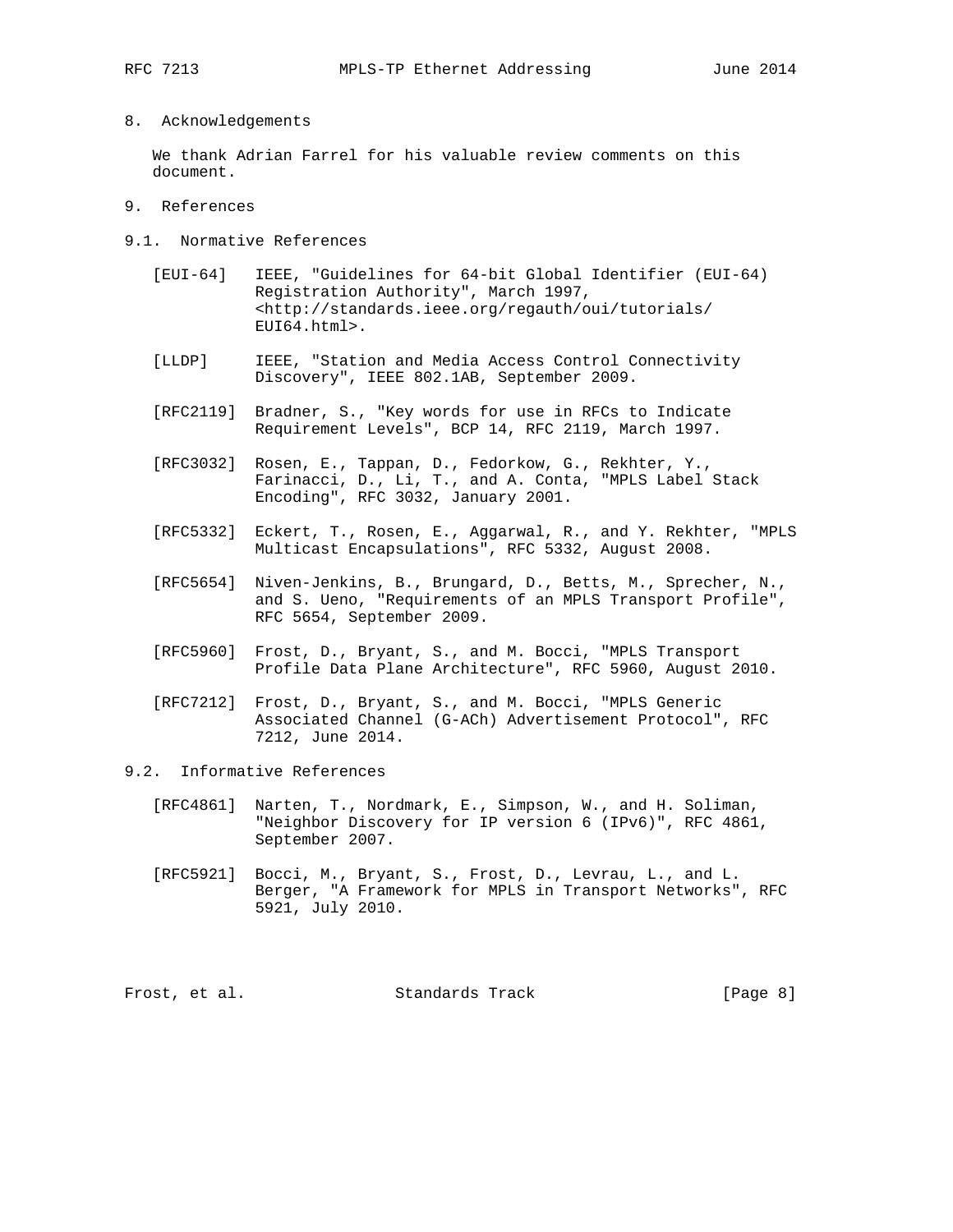## 8. Acknowledgements

We thank Adrian Farrel for his valuable review comments on this document.

## 9. References

### 9.1. Normative References

[EUI-64] IEEE, "Guidelines for 64-bit Global Identifier (EUI-64) Registration Authority", March 1997, <http://standards.ieee.org/regauth/oui/tutorials/EUI64.html>.

[LLDP] IEEE, "Station and Media Access Control Connectivity Discovery", IEEE 802.1AB, September 2009.

[RFC2119] Bradner, S., "Key words for use in RFCs to Indicate Requirement Levels", BCP 14, RFC 2119, March 1997.

[RFC3032] Rosen, E., Tappan, D., Fedorkow, G., Rekhter, Y., Farinacci, D., Li, T., and A. Conta, "MPLS Label Stack Encoding", RFC 3032, January 2001.

[RFC5332] Eckert, T., Rosen, E., Aggarwal, R., and Y. Rekhter, "MPLS Multicast Encapsulations", RFC 5332, August 2008.

[RFC5654] Niven-Jenkins, B., Brungard, D., Betts, M., Sprecher, N., and S. Ueno, "Requirements of an MPLS Transport Profile", RFC 5654, September 2009.

[RFC5960] Frost, D., Bryant, S., and M. Bocci, "MPLS Transport Profile Data Plane Architecture", RFC 5960, August 2010.

[RFC7212] Frost, D., Bryant, S., and M. Bocci, "MPLS Generic Associated Channel (G-ACh) Advertisement Protocol", RFC 7212, June 2014.

### 9.2. Informative References

[RFC4861] Narten, T., Nordmark, E., Simpson, W., and H. Soliman, "Neighbor Discovery for IP version 6 (IPv6)", RFC 4861, September 2007.

[RFC5921] Bocci, M., Bryant, S., Frost, D., Levrau, L., and L. Berger, "A Framework for MPLS in Transport Networks", RFC 5921, July 2010.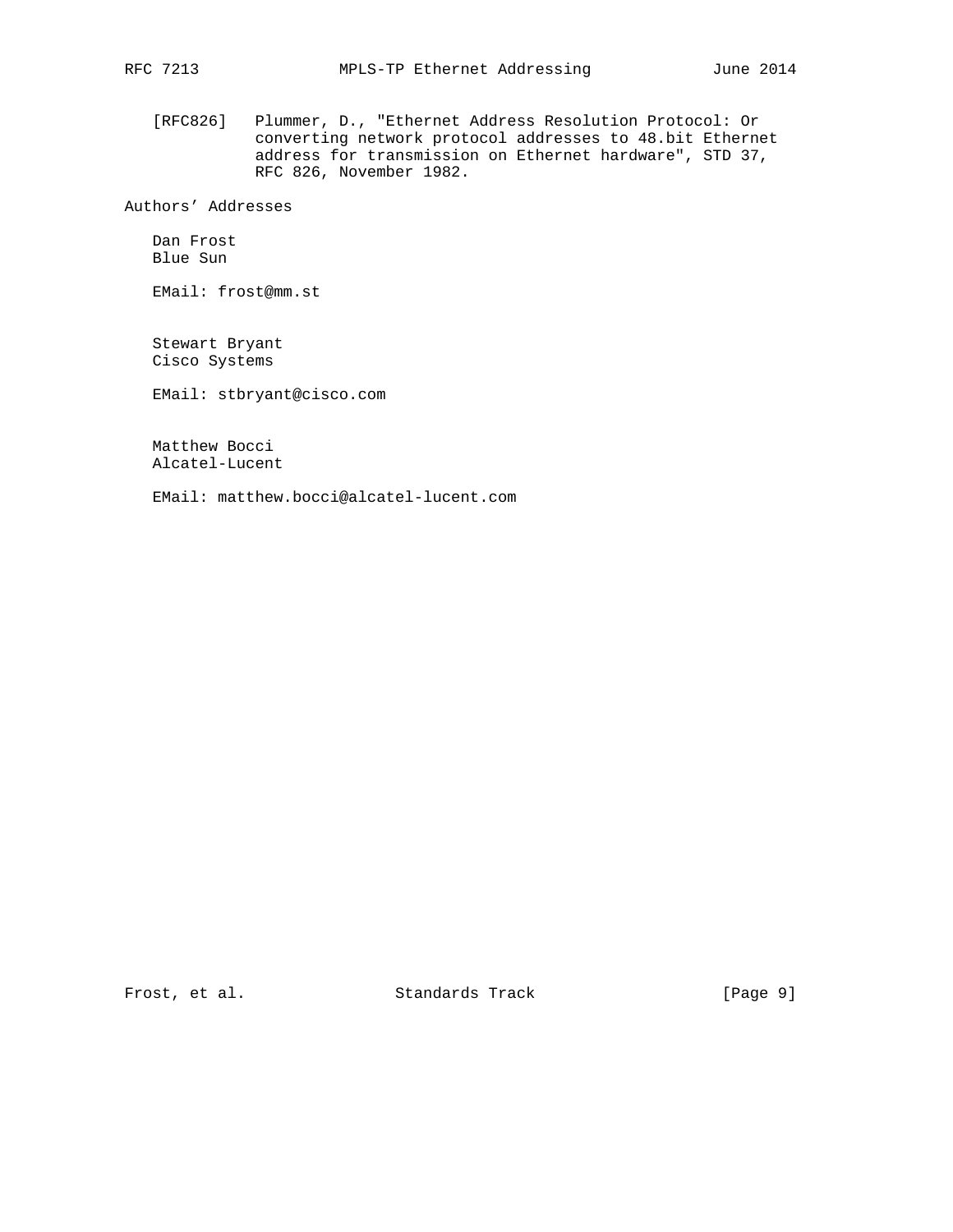[RFC826] Plummer, D., "Ethernet Address Resolution Protocol: Or converting network protocol addresses to 48.bit Ethernet address for transmission on Ethernet hardware", STD 37, RFC 826, November 1982.

## Authors' Addresses

Dan Frost
Blue Sun

EMail: frost@mm.st

Stewart Bryant
Cisco Systems

EMail: stbryant@cisco.com

Matthew Bocci
Alcatel-Lucent

EMail: matthew.bocci@alcatel-lucent.com